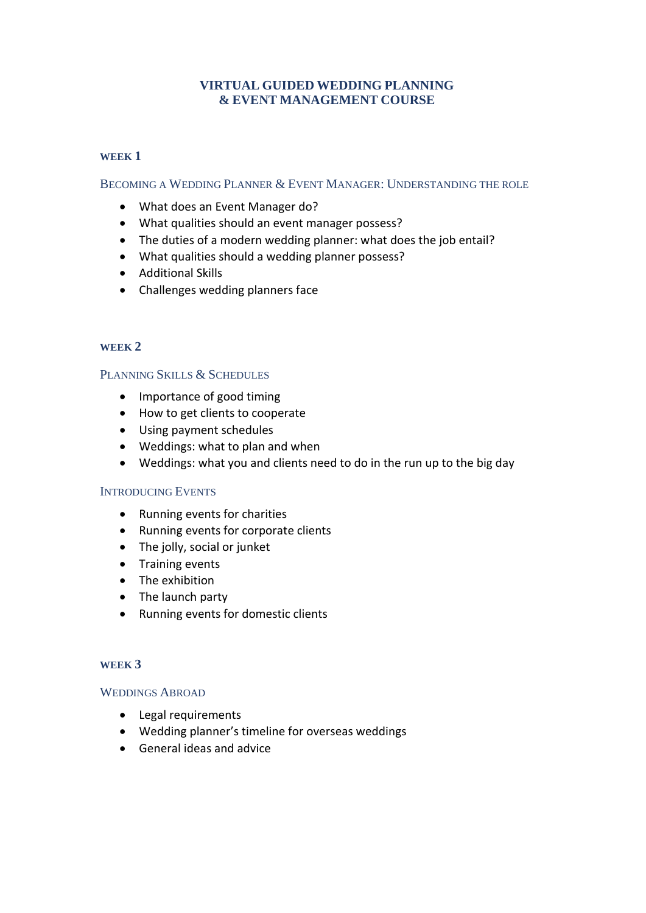# VIRTUAL GUIDED WEDDING PLANNING & EVENT MANAGEMENT COURSE

## WEEK 1

### BECOMING A WEDDING PLANNER & EVENT MANAGER: UNDERSTANDING THE ROLE

- What does an Event Manager do?
- What qualities should an event manager possess?
- The duties of a modern wedding planner: what does the job entail?
- What qualities should a wedding planner possess?
- Additional Skills
- Challenges wedding planners face

## WEEK 2

### PLANNING SKILLS & SCHEDULES

- Importance of good timing
- How to get clients to cooperate
- Using payment schedules
- Weddings: what to plan and when
- Weddings: what you and clients need to do in the run up to the big day

### INTRODUCING EVENTS

- Running events for charities
- Running events for corporate clients
- The jolly, social or junket
- Training events
- The exhibition
- The launch party
- Running events for domestic clients

## WEEK 3

### WEDDINGS ABROAD

- Legal requirements
- Wedding planner's timeline for overseas weddings
- General ideas and advice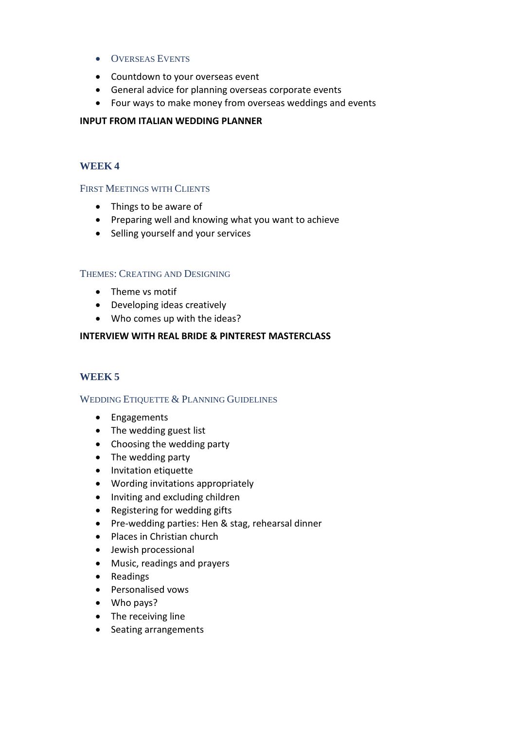- Overseas Events
- Countdown to your overseas event
- General advice for planning overseas corporate events
- Four ways to make money from overseas weddings and events

**INPUT FROM ITALIAN WEDDING PLANNER**

## WEEK 4

### First Meetings with Clients

- Things to be aware of
- Preparing well and knowing what you want to achieve
- Selling yourself and your services

### Themes: Creating and Designing

- Theme vs motif
- Developing ideas creatively
- Who comes up with the ideas?

**INTERVIEW WITH REAL BRIDE & PINTEREST MASTERCLASS**

## WEEK 5

### Wedding Etiquette & Planning Guidelines

- Engagements
- The wedding guest list
- Choosing the wedding party
- The wedding party
- Invitation etiquette
- Wording invitations appropriately
- Inviting and excluding children
- Registering for wedding gifts
- Pre-wedding parties: Hen & stag, rehearsal dinner
- Places in Christian church
- Jewish processional
- Music, readings and prayers
- Readings
- Personalised vows
- Who pays?
- The receiving line
- Seating arrangements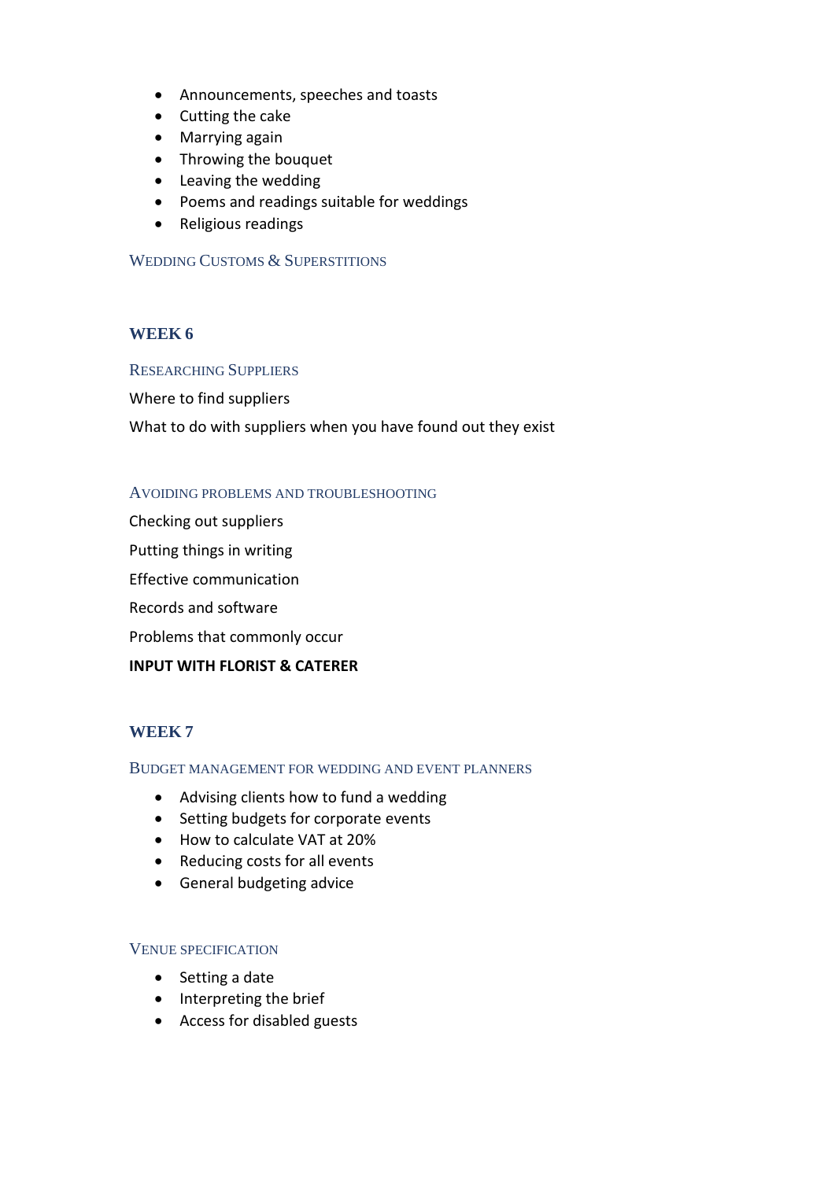- Announcements, speeches and toasts
- Cutting the cake
- Marrying again
- Throwing the bouquet
- Leaving the wedding
- Poems and readings suitable for weddings
- Religious readings

### Wedding Customs & Superstitions

## WEEK 6

### Researching Suppliers

Where to find suppliers

What to do with suppliers when you have found out they exist

### Avoiding problems and troubleshooting

Checking out suppliers

Putting things in writing

Effective communication

Records and software

Problems that commonly occur

**INPUT WITH FLORIST & CATERER**

## WEEK 7

### Budget management for wedding and event planners

- Advising clients how to fund a wedding
- Setting budgets for corporate events
- How to calculate VAT at 20%
- Reducing costs for all events
- General budgeting advice

### Venue specification

- Setting a date
- Interpreting the brief
- Access for disabled guests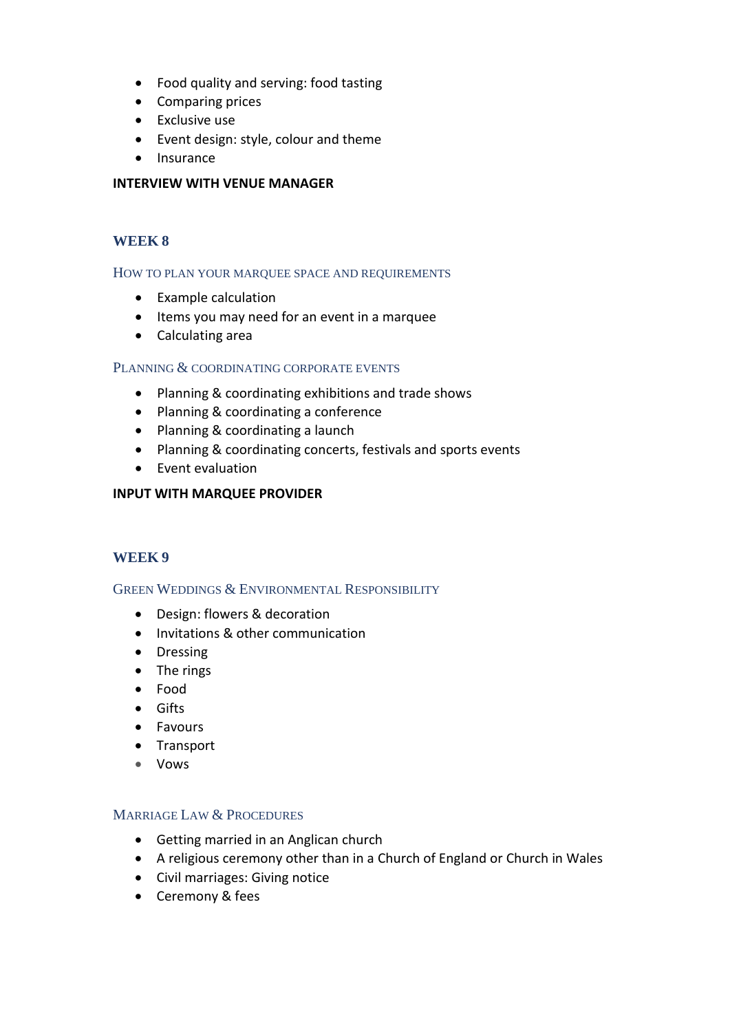- Food quality and serving: food tasting
- Comparing prices
- Exclusive use
- Event design: style, colour and theme
- Insurance

**INTERVIEW WITH VENUE MANAGER**

## WEEK 8

### How to plan your marquee space and requirements

- Example calculation
- Items you may need for an event in a marquee
- Calculating area

### Planning & coordinating corporate events

- Planning & coordinating exhibitions and trade shows
- Planning & coordinating a conference
- Planning & coordinating a launch
- Planning & coordinating concerts, festivals and sports events
- Event evaluation

**INPUT WITH MARQUEE PROVIDER**

## WEEK 9

### Green Weddings & Environmental Responsibility

- Design: flowers & decoration
- Invitations & other communication
- Dressing
- The rings
- Food
- Gifts
- Favours
- Transport
- Vows

### Marriage Law & Procedures

- Getting married in an Anglican church
- A religious ceremony other than in a Church of England or Church in Wales
- Civil marriages: Giving notice
- Ceremony & fees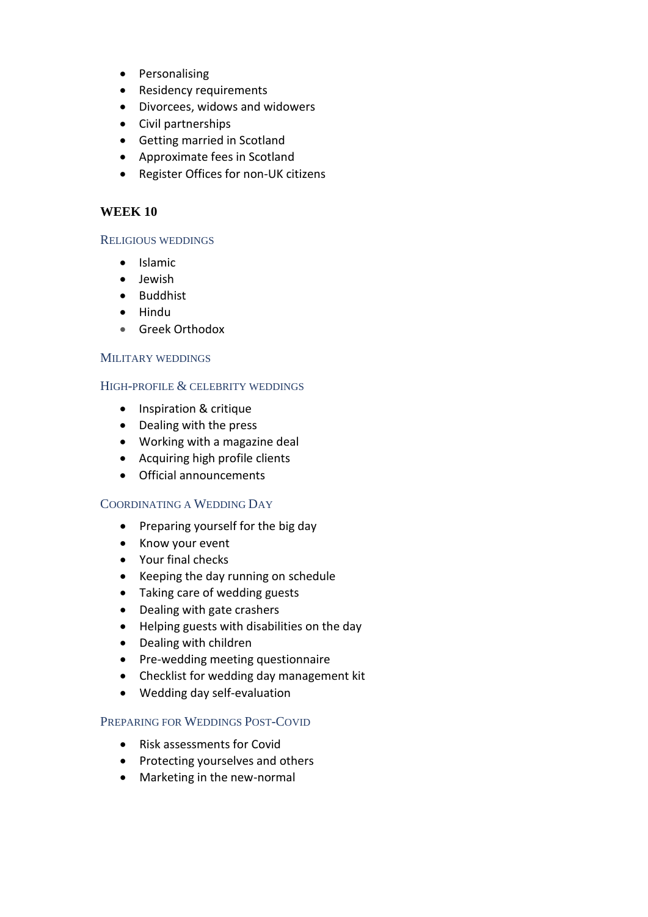- Personalising
- Residency requirements
- Divorcees, widows and widowers
- Civil partnerships
- Getting married in Scotland
- Approximate fees in Scotland
- Register Offices for non-UK citizens

## WEEK 10

### Religious weddings

- Islamic
- Jewish
- Buddhist
- Hindu
- Greek Orthodox

### Military weddings

### High-profile & celebrity weddings

- Inspiration & critique
- Dealing with the press
- Working with a magazine deal
- Acquiring high profile clients
- Official announcements

### Coordinating a Wedding Day

- Preparing yourself for the big day
- Know your event
- Your final checks
- Keeping the day running on schedule
- Taking care of wedding guests
- Dealing with gate crashers
- Helping guests with disabilities on the day
- Dealing with children
- Pre-wedding meeting questionnaire
- Checklist for wedding day management kit
- Wedding day self-evaluation

### Preparing for Weddings Post-Covid

- Risk assessments for Covid
- Protecting yourselves and others
- Marketing in the new-normal